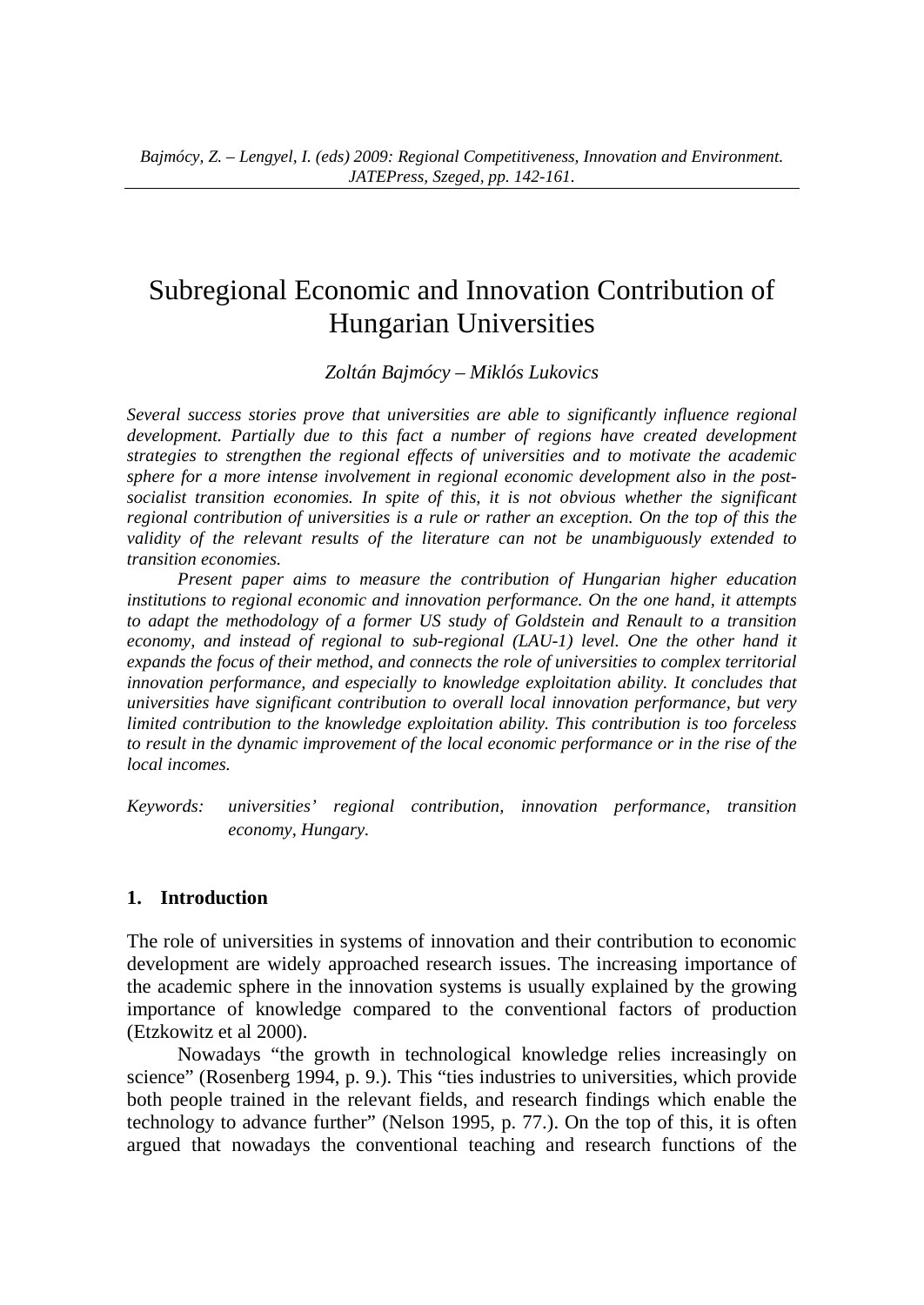*Bajmócy, Z. – Lengyel, I. (eds) 2009: Regional Competitiveness, Innovation and Environment. JATEPress, Szeged, pp. 142-161.*

# Subregional Economic and Innovation Contribution of Hungarian Universities

*Zoltán Bajmócy – Miklós Lukovics*

*Several success stories prove that universities are able to significantly influence regional development. Partially due to this fact a number of regions have created development strategies to strengthen the regional effects of universities and to motivate the academic sphere for a more intense involvement in regional economic development also in the post-socialist transition economies. In spite of this, it is not obvious whether the significant regional contribution of universities is a rule or rather an exception. On the top of this the validity of the relevant results of the literature can not be unambiguously extended to transition economies.*

*Present paper aims to measure the contribution of Hungarian higher education institutions to regional economic and innovation performance. On the one hand, it attempts to adapt the methodology of a former US study of Goldstein and Renault to a transition economy, and instead of regional to sub-regional (LAU-1) level. One the other hand it expands the focus of their method, and connects the role of universities to complex territorial innovation performance, and especially to knowledge exploitation ability. It concludes that universities have significant contribution to overall local innovation performance, but very limited contribution to the knowledge exploitation ability. This contribution is too forceless to result in the dynamic improvement of the local economic performance or in the rise of the local incomes.*

*Keywords: universities' regional contribution, innovation performance, transition economy, Hungary.*

## 1. Introduction

The role of universities in systems of innovation and their contribution to economic development are widely approached research issues. The increasing importance of the academic sphere in the innovation systems is usually explained by the growing importance of knowledge compared to the conventional factors of production (Etzkowitz et al 2000).

Nowadays "the growth in technological knowledge relies increasingly on science" (Rosenberg 1994, p. 9.). This "ties industries to universities, which provide both people trained in the relevant fields, and research findings which enable the technology to advance further" (Nelson 1995, p. 77.). On the top of this, it is often argued that nowadays the conventional teaching and research functions of the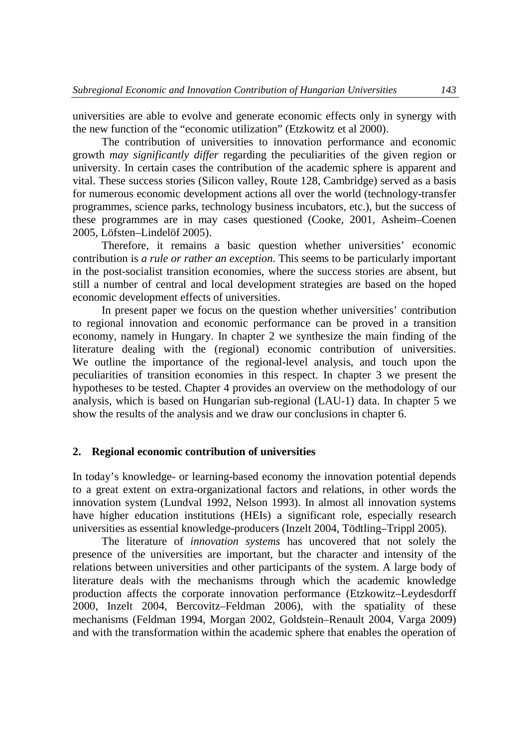universities are able to evolve and generate economic effects only in synergy with the new function of the "economic utilization" (Etzkowitz et al 2000).

The contribution of universities to innovation performance and economic growth *may significantly differ* regarding the peculiarities of the given region or university. In certain cases the contribution of the academic sphere is apparent and vital. These success stories (Silicon valley, Route 128, Cambridge) served as a basis for numerous economic development actions all over the world (technology-transfer programmes, science parks, technology business incubators, etc.), but the success of these programmes are in may cases questioned (Cooke, 2001, Asheim–Coenen 2005, Löfsten–Lindelöf 2005).

Therefore, it remains a basic question whether universities' economic contribution is *a rule or rather an exception.* This seems to be particularly important in the post-socialist transition economies, where the success stories are absent, but still a number of central and local development strategies are based on the hoped economic development effects of universities.

In present paper we focus on the question whether universities' contribution to regional innovation and economic performance can be proved in a transition economy, namely in Hungary. In chapter 2 we synthesize the main finding of the literature dealing with the (regional) economic contribution of universities. We outline the importance of the regional-level analysis, and touch upon the peculiarities of transition economies in this respect. In chapter 3 we present the hypotheses to be tested. Chapter 4 provides an overview on the methodology of our analysis, which is based on Hungarian sub-regional (LAU-1) data. In chapter 5 we show the results of the analysis and we draw our conclusions in chapter 6.

## 2. Regional economic contribution of universities

In today's knowledge- or learning-based economy the innovation potential depends to a great extent on extra-organizational factors and relations, in other words the innovation system (Lundval 1992, Nelson 1993). In almost all innovation systems have higher education institutions (HEIs) a significant role, especially research universities as essential knowledge-producers (Inzelt 2004, Tödtling–Trippl 2005).

The literature of *innovation systems* has uncovered that not solely the presence of the universities are important, but the character and intensity of the relations between universities and other participants of the system. A large body of literature deals with the mechanisms through which the academic knowledge production affects the corporate innovation performance (Etzkowitz–Leydesdorff 2000, Inzelt 2004, Bercovitz–Feldman 2006), with the spatiality of these mechanisms (Feldman 1994, Morgan 2002, Goldstein–Renault 2004, Varga 2009) and with the transformation within the academic sphere that enables the operation of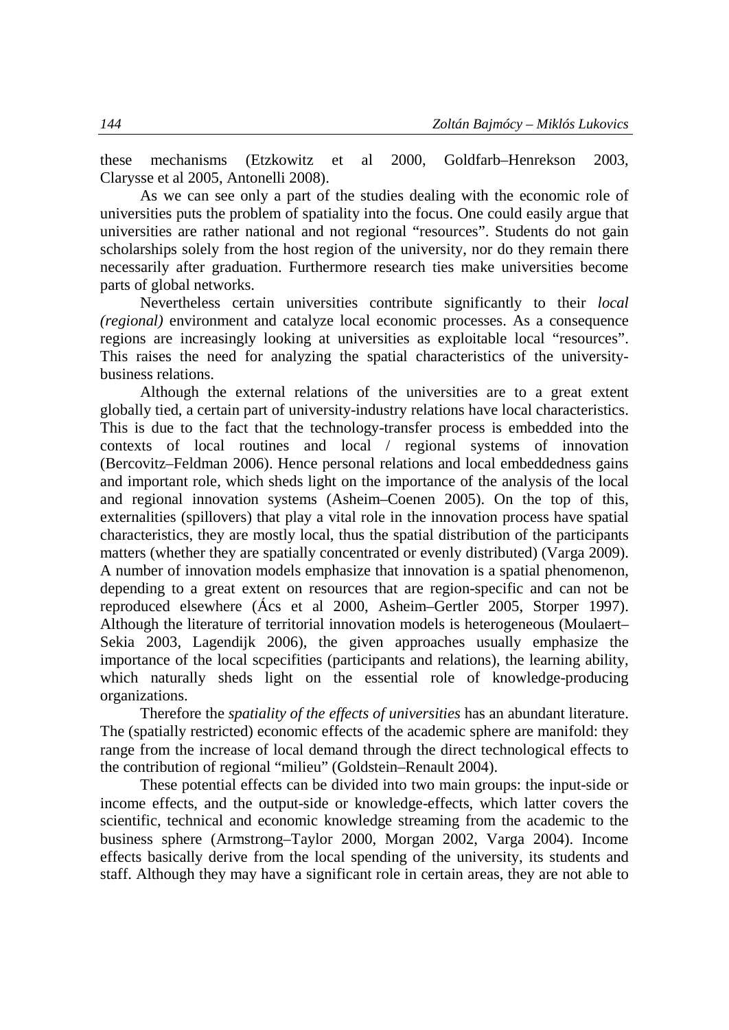these mechanisms (Etzkowitz et al 2000, Goldfarb–Henrekson 2003, Clarysse et al 2005, Antonelli 2008).

As we can see only a part of the studies dealing with the economic role of universities puts the problem of spatiality into the focus. One could easily argue that universities are rather national and not regional "resources". Students do not gain scholarships solely from the host region of the university, nor do they remain there necessarily after graduation. Furthermore research ties make universities become parts of global networks.

Nevertheless certain universities contribute significantly to their *local (regional)* environment and catalyze local economic processes. As a consequence regions are increasingly looking at universities as exploitable local "resources". This raises the need for analyzing the spatial characteristics of the university-business relations.

Although the external relations of the universities are to a great extent globally tied, a certain part of university-industry relations have local characteristics. This is due to the fact that the technology-transfer process is embedded into the contexts of local routines and local / regional systems of innovation (Bercovitz–Feldman 2006). Hence personal relations and local embeddedness gains and important role, which sheds light on the importance of the analysis of the local and regional innovation systems (Asheim–Coenen 2005). On the top of this, externalities (spillovers) that play a vital role in the innovation process have spatial characteristics, they are mostly local, thus the spatial distribution of the participants matters (whether they are spatially concentrated or evenly distributed) (Varga 2009). A number of innovation models emphasize that innovation is a spatial phenomenon, depending to a great extent on resources that are region-specific and can not be reproduced elsewhere (Ács et al 2000, Asheim–Gertler 2005, Storper 1997). Although the literature of territorial innovation models is heterogeneous (Moulaert–Sekia 2003, Lagendijk 2006), the given approaches usually emphasize the importance of the local scpecifities (participants and relations), the learning ability, which naturally sheds light on the essential role of knowledge-producing organizations.

Therefore the *spatiality of the effects of universities* has an abundant literature. The (spatially restricted) economic effects of the academic sphere are manifold: they range from the increase of local demand through the direct technological effects to the contribution of regional "milieu" (Goldstein–Renault 2004).

These potential effects can be divided into two main groups: the input-side or income effects, and the output-side or knowledge-effects, which latter covers the scientific, technical and economic knowledge streaming from the academic to the business sphere (Armstrong–Taylor 2000, Morgan 2002, Varga 2004). Income effects basically derive from the local spending of the university, its students and staff. Although they may have a significant role in certain areas, they are not able to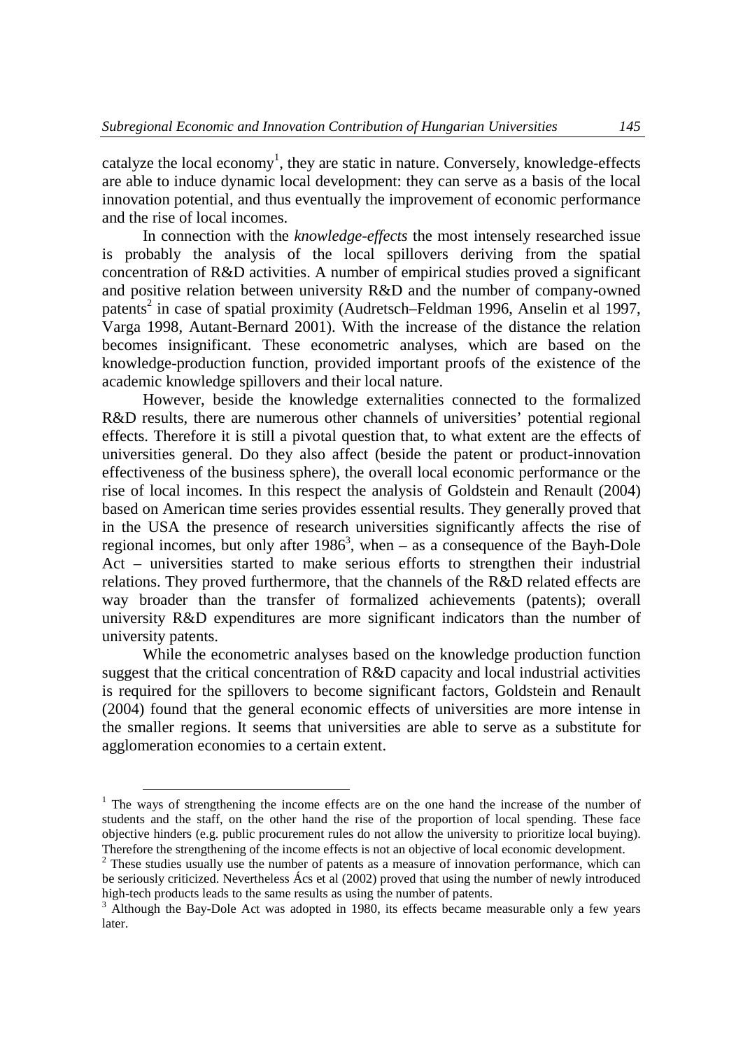catalyze the local economy[1], they are static in nature. Conversely, knowledge-effects are able to induce dynamic local development: they can serve as a basis of the local innovation potential, and thus eventually the improvement of economic performance and the rise of local incomes.

In connection with the *knowledge-effects* the most intensely researched issue is probably the analysis of the local spillovers deriving from the spatial concentration of R&D activities. A number of empirical studies proved a significant and positive relation between university R&D and the number of company-owned patents[2] in case of spatial proximity (Audretsch–Feldman 1996, Anselin et al 1997, Varga 1998, Autant-Bernard 2001). With the increase of the distance the relation becomes insignificant. These econometric analyses, which are based on the knowledge-production function, provided important proofs of the existence of the academic knowledge spillovers and their local nature.

However, beside the knowledge externalities connected to the formalized R&D results, there are numerous other channels of universities' potential regional effects. Therefore it is still a pivotal question that, to what extent are the effects of universities general. Do they also affect (beside the patent or product-innovation effectiveness of the business sphere), the overall local economic performance or the rise of local incomes. In this respect the analysis of Goldstein and Renault (2004) based on American time series provides essential results. They generally proved that in the USA the presence of research universities significantly affects the rise of regional incomes, but only after 1986[3], when – as a consequence of the Bayh-Dole Act – universities started to make serious efforts to strengthen their industrial relations. They proved furthermore, that the channels of the R&D related effects are way broader than the transfer of formalized achievements (patents); overall university R&D expenditures are more significant indicators than the number of university patents.

While the econometric analyses based on the knowledge production function suggest that the critical concentration of R&D capacity and local industrial activities is required for the spillovers to become significant factors, Goldstein and Renault (2004) found that the general economic effects of universities are more intense in the smaller regions. It seems that universities are able to serve as a substitute for agglomeration economies to a certain extent.

---

[1] The ways of strengthening the income effects are on the one hand the increase of the number of students and the staff, on the other hand the rise of the proportion of local spending. These face objective hinders (e.g. public procurement rules do not allow the university to prioritize local buying). Therefore the strengthening of the income effects is not an objective of local economic development.

[2] These studies usually use the number of patents as a measure of innovation performance, which can be seriously criticized. Nevertheless Ács et al (2002) proved that using the number of newly introduced high-tech products leads to the same results as using the number of patents.

[3] Although the Bay-Dole Act was adopted in 1980, its effects became measurable only a few years later.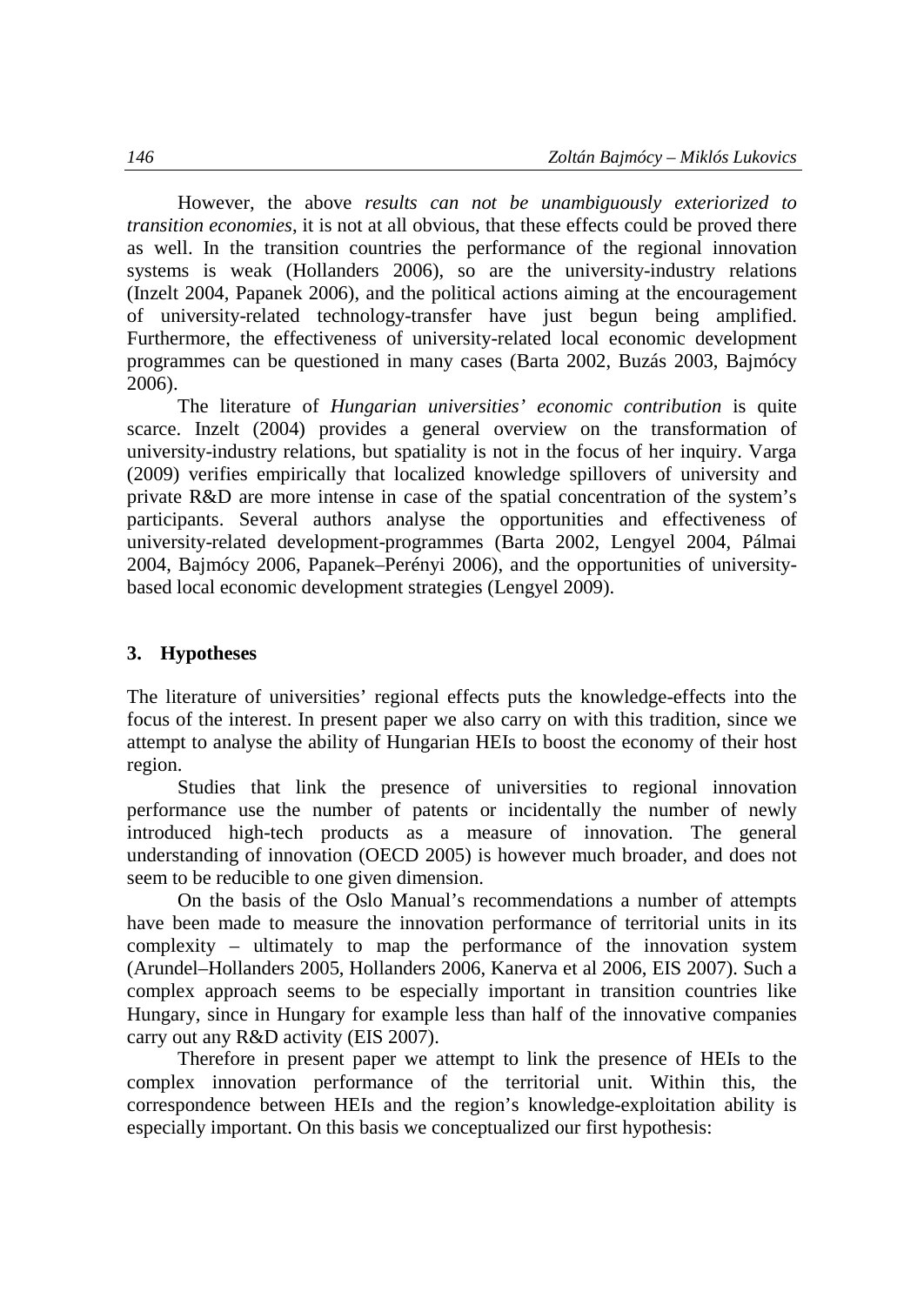However, the above *results can not be unambiguously exteriorized to transition economies*, it is not at all obvious, that these effects could be proved there as well. In the transition countries the performance of the regional innovation systems is weak (Hollanders 2006), so are the university-industry relations (Inzelt 2004, Papanek 2006), and the political actions aiming at the encouragement of university-related technology-transfer have just begun being amplified. Furthermore, the effectiveness of university-related local economic development programmes can be questioned in many cases (Barta 2002, Buzás 2003, Bajmócy 2006).

The literature of *Hungarian universities' economic contribution* is quite scarce. Inzelt (2004) provides a general overview on the transformation of university-industry relations, but spatiality is not in the focus of her inquiry. Varga (2009) verifies empirically that localized knowledge spillovers of university and private R&D are more intense in case of the spatial concentration of the system's participants. Several authors analyse the opportunities and effectiveness of university-related development-programmes (Barta 2002, Lengyel 2004, Pálmai 2004, Bajmócy 2006, Papanek–Perényi 2006), and the opportunities of university-based local economic development strategies (Lengyel 2009).

## 3. Hypotheses

The literature of universities' regional effects puts the knowledge-effects into the focus of the interest. In present paper we also carry on with this tradition, since we attempt to analyse the ability of Hungarian HEIs to boost the economy of their host region.

Studies that link the presence of universities to regional innovation performance use the number of patents or incidentally the number of newly introduced high-tech products as a measure of innovation. The general understanding of innovation (OECD 2005) is however much broader, and does not seem to be reducible to one given dimension.

On the basis of the Oslo Manual's recommendations a number of attempts have been made to measure the innovation performance of territorial units in its complexity – ultimately to map the performance of the innovation system (Arundel–Hollanders 2005, Hollanders 2006, Kanerva et al 2006, EIS 2007). Such a complex approach seems to be especially important in transition countries like Hungary, since in Hungary for example less than half of the innovative companies carry out any R&D activity (EIS 2007).

Therefore in present paper we attempt to link the presence of HEIs to the complex innovation performance of the territorial unit. Within this, the correspondence between HEIs and the region's knowledge-exploitation ability is especially important. On this basis we conceptualized our first hypothesis: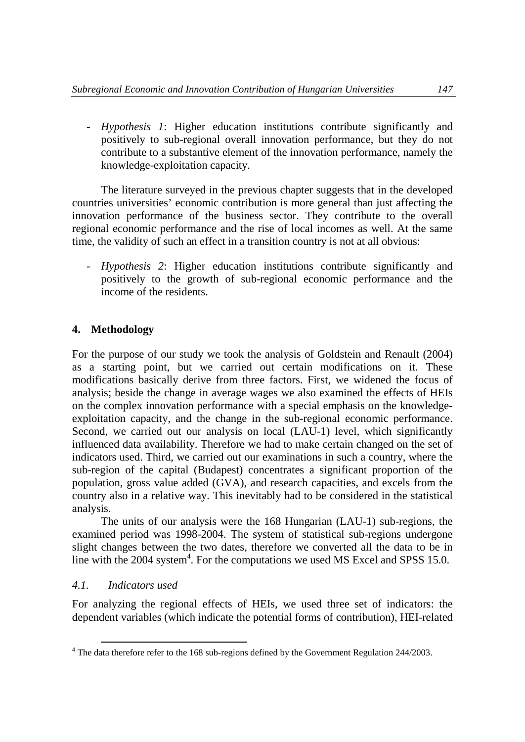- *Hypothesis 1*: Higher education institutions contribute significantly and positively to sub-regional overall innovation performance, but they do not contribute to a substantive element of the innovation performance, namely the knowledge-exploitation capacity.

The literature surveyed in the previous chapter suggests that in the developed countries universities' economic contribution is more general than just affecting the innovation performance of the business sector. They contribute to the overall regional economic performance and the rise of local incomes as well. At the same time, the validity of such an effect in a transition country is not at all obvious:

- *Hypothesis 2*: Higher education institutions contribute significantly and positively to the growth of sub-regional economic performance and the income of the residents.

## 4. Methodology

For the purpose of our study we took the analysis of Goldstein and Renault (2004) as a starting point, but we carried out certain modifications on it. These modifications basically derive from three factors. First, we widened the focus of analysis; beside the change in average wages we also examined the effects of HEIs on the complex innovation performance with a special emphasis on the knowledge-exploitation capacity, and the change in the sub-regional economic performance. Second, we carried out our analysis on local (LAU-1) level, which significantly influenced data availability. Therefore we had to make certain changed on the set of indicators used. Third, we carried out our examinations in such a country, where the sub-region of the capital (Budapest) concentrates a significant proportion of the population, gross value added (GVA), and research capacities, and excels from the country also in a relative way. This inevitably had to be considered in the statistical analysis.

The units of our analysis were the 168 Hungarian (LAU-1) sub-regions, the examined period was 1998-2004. The system of statistical sub-regions undergone slight changes between the two dates, therefore we converted all the data to be in line with the 2004 system[4]. For the computations we used MS Excel and SPSS 15.0.

### 4.1. Indicators used

For analyzing the regional effects of HEIs, we used three set of indicators: the dependent variables (which indicate the potential forms of contribution), HEI-related

[4] The data therefore refer to the 168 sub-regions defined by the Government Regulation 244/2003.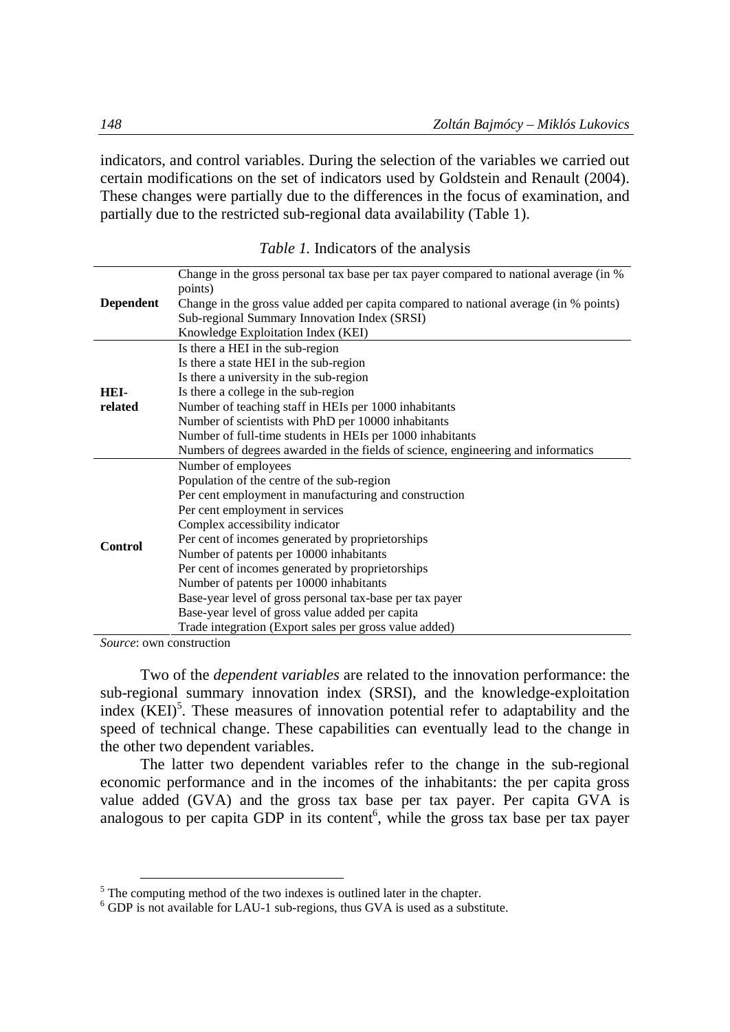indicators, and control variables. During the selection of the variables we carried out certain modifications on the set of indicators used by Goldstein and Renault (2004). These changes were partially due to the differences in the focus of examination, and partially due to the restricted sub-regional data availability (Table 1).

*Table 1.* Indicators of the analysis

| | |
|---|---|
| **Dependent** | Change in the gross personal tax base per tax payer compared to national average (in % points) |
| | Change in the gross value added per capita compared to national average (in % points) |
| | Sub-regional Summary Innovation Index (SRSI) |
| | Knowledge Exploitation Index (KEI) |
| **HEI-related** | Is there a HEI in the sub-region |
| | Is there a state HEI in the sub-region |
| | Is there a university in the sub-region |
| | Is there a college in the sub-region |
| | Number of teaching staff in HEIs per 1000 inhabitants |
| | Number of scientists with PhD per 10000 inhabitants |
| | Number of full-time students in HEIs per 1000 inhabitants |
| | Numbers of degrees awarded in the fields of science, engineering and informatics |
| **Control** | Number of employees |
| | Population of the centre of the sub-region |
| | Per cent employment in manufacturing and construction |
| | Per cent employment in services |
| | Complex accessibility indicator |
| | Per cent of incomes generated by proprietorships |
| | Number of patents per 10000 inhabitants |
| | Per cent of incomes generated by proprietorships |
| | Number of patents per 10000 inhabitants |
| | Base-year level of gross personal tax-base per tax payer |
| | Base-year level of gross value added per capita |
| | Trade integration (Export sales per gross value added) |

*Source*: own construction

Two of the *dependent variables* are related to the innovation performance: the sub-regional summary innovation index (SRSI), and the knowledge-exploitation index (KEI)[5]. These measures of innovation potential refer to adaptability and the speed of technical change. These capabilities can eventually lead to the change in the other two dependent variables.

The latter two dependent variables refer to the change in the sub-regional economic performance and in the incomes of the inhabitants: the per capita gross value added (GVA) and the gross tax base per tax payer. Per capita GVA is analogous to per capita GDP in its content[6], while the gross tax base per tax payer

[5] The computing method of the two indexes is outlined later in the chapter.

[6] GDP is not available for LAU-1 sub-regions, thus GVA is used as a substitute.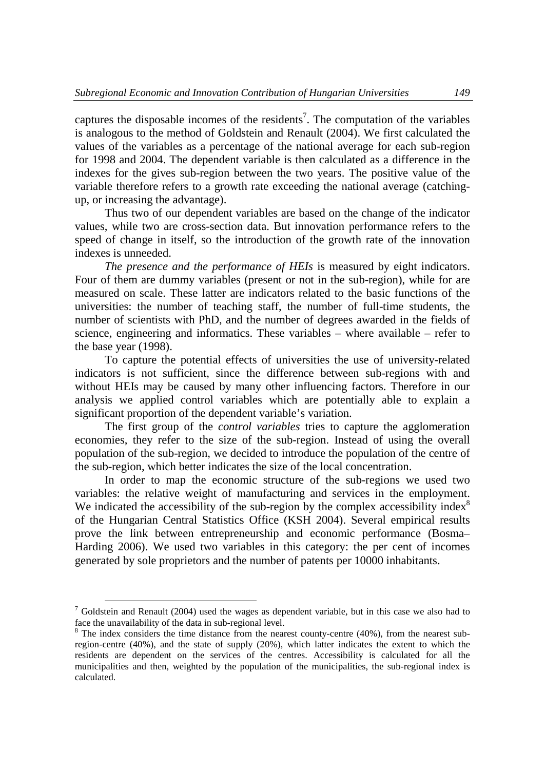captures the disposable incomes of the residents[7]. The computation of the variables is analogous to the method of Goldstein and Renault (2004). We first calculated the values of the variables as a percentage of the national average for each sub-region for 1998 and 2004. The dependent variable is then calculated as a difference in the indexes for the gives sub-region between the two years. The positive value of the variable therefore refers to a growth rate exceeding the national average (catching-up, or increasing the advantage).

Thus two of our dependent variables are based on the change of the indicator values, while two are cross-section data. But innovation performance refers to the speed of change in itself, so the introduction of the growth rate of the innovation indexes is unneeded.

*The presence and the performance of HEIs* is measured by eight indicators. Four of them are dummy variables (present or not in the sub-region), while for are measured on scale. These latter are indicators related to the basic functions of the universities: the number of teaching staff, the number of full-time students, the number of scientists with PhD, and the number of degrees awarded in the fields of science, engineering and informatics. These variables – where available – refer to the base year (1998).

To capture the potential effects of universities the use of university-related indicators is not sufficient, since the difference between sub-regions with and without HEIs may be caused by many other influencing factors. Therefore in our analysis we applied control variables which are potentially able to explain a significant proportion of the dependent variable's variation.

The first group of the *control variables* tries to capture the agglomeration economies, they refer to the size of the sub-region. Instead of using the overall population of the sub-region, we decided to introduce the population of the centre of the sub-region, which better indicates the size of the local concentration.

In order to map the economic structure of the sub-regions we used two variables: the relative weight of manufacturing and services in the employment. We indicated the accessibility of the sub-region by the complex accessibility index[8] of the Hungarian Central Statistics Office (KSH 2004). Several empirical results prove the link between entrepreneurship and economic performance (Bosma–Harding 2006). We used two variables in this category: the per cent of incomes generated by sole proprietors and the number of patents per 10000 inhabitants.

---

[7] Goldstein and Renault (2004) used the wages as dependent variable, but in this case we also had to face the unavailability of the data in sub-regional level.

[8] The index considers the time distance from the nearest county-centre (40%), from the nearest sub-region-centre (40%), and the state of supply (20%), which latter indicates the extent to which the residents are dependent on the services of the centres. Accessibility is calculated for all the municipalities and then, weighted by the population of the municipalities, the sub-regional index is calculated.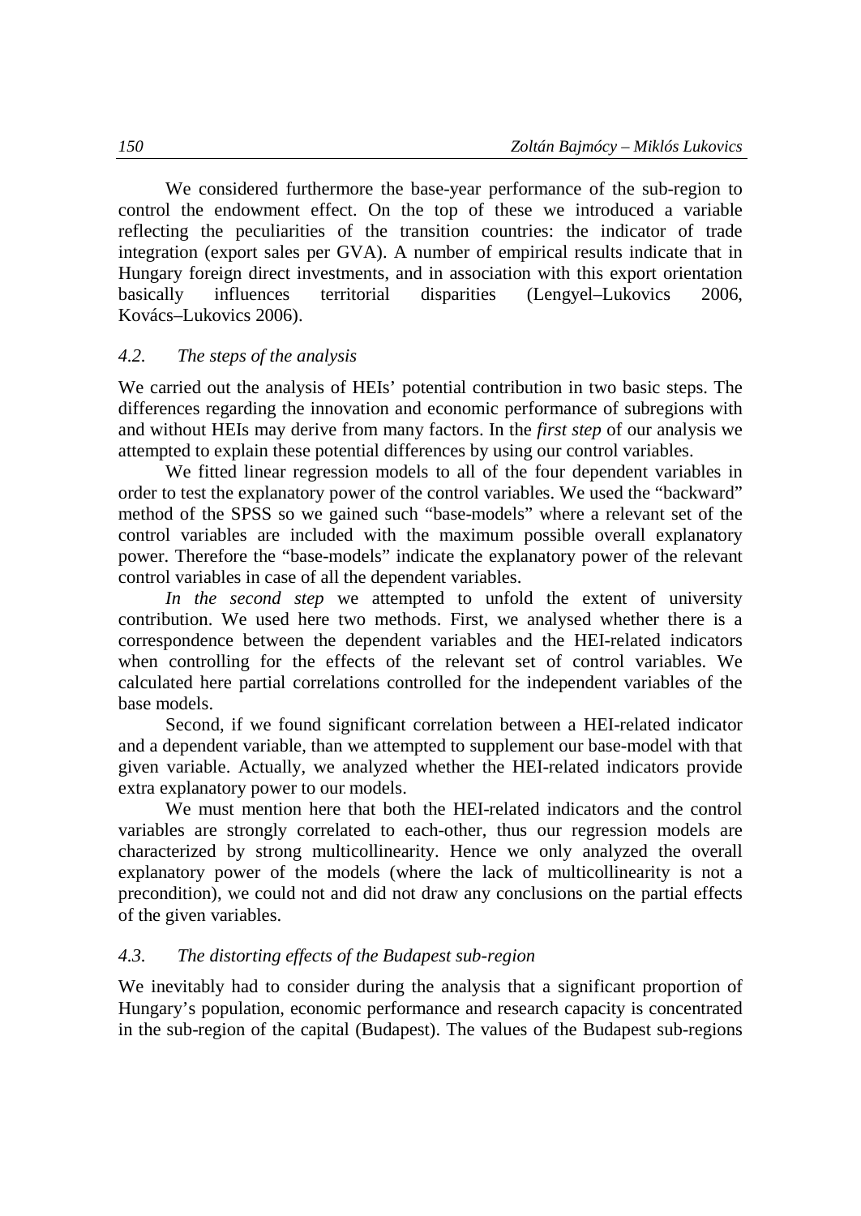We considered furthermore the base-year performance of the sub-region to control the endowment effect. On the top of these we introduced a variable reflecting the peculiarities of the transition countries: the indicator of trade integration (export sales per GVA). A number of empirical results indicate that in Hungary foreign direct investments, and in association with this export orientation basically influences territorial disparities (Lengyel–Lukovics 2006, Kovács–Lukovics 2006).

### *4.2. The steps of the analysis*

We carried out the analysis of HEIs' potential contribution in two basic steps. The differences regarding the innovation and economic performance of subregions with and without HEIs may derive from many factors. In the *first step* of our analysis we attempted to explain these potential differences by using our control variables.

We fitted linear regression models to all of the four dependent variables in order to test the explanatory power of the control variables. We used the "backward" method of the SPSS so we gained such "base-models" where a relevant set of the control variables are included with the maximum possible overall explanatory power. Therefore the "base-models" indicate the explanatory power of the relevant control variables in case of all the dependent variables.

*In the second step* we attempted to unfold the extent of university contribution. We used here two methods. First, we analysed whether there is a correspondence between the dependent variables and the HEI-related indicators when controlling for the effects of the relevant set of control variables. We calculated here partial correlations controlled for the independent variables of the base models.

Second, if we found significant correlation between a HEI-related indicator and a dependent variable, than we attempted to supplement our base-model with that given variable. Actually, we analyzed whether the HEI-related indicators provide extra explanatory power to our models.

We must mention here that both the HEI-related indicators and the control variables are strongly correlated to each-other, thus our regression models are characterized by strong multicollinearity. Hence we only analyzed the overall explanatory power of the models (where the lack of multicollinearity is not a precondition), we could not and did not draw any conclusions on the partial effects of the given variables.

### *4.3. The distorting effects of the Budapest sub-region*

We inevitably had to consider during the analysis that a significant proportion of Hungary's population, economic performance and research capacity is concentrated in the sub-region of the capital (Budapest). The values of the Budapest sub-regions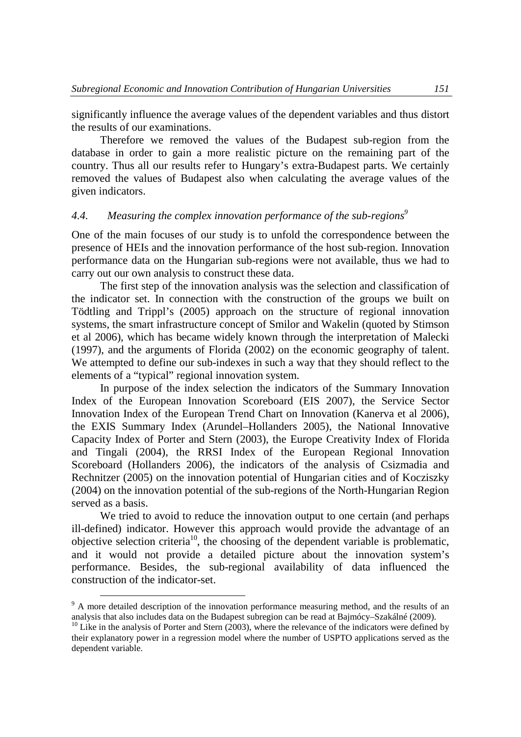significantly influence the average values of the dependent variables and thus distort the results of our examinations.

Therefore we removed the values of the Budapest sub-region from the database in order to gain a more realistic picture on the remaining part of the country. Thus all our results refer to Hungary's extra-Budapest parts. We certainly removed the values of Budapest also when calculating the average values of the given indicators.

### *4.4. Measuring the complex innovation performance of the sub-regions*[9]

One of the main focuses of our study is to unfold the correspondence between the presence of HEIs and the innovation performance of the host sub-region. Innovation performance data on the Hungarian sub-regions were not available, thus we had to carry out our own analysis to construct these data.

The first step of the innovation analysis was the selection and classification of the indicator set. In connection with the construction of the groups we built on Tödtling and Trippl's (2005) approach on the structure of regional innovation systems, the smart infrastructure concept of Smilor and Wakelin (quoted by Stimson et al 2006), which has became widely known through the interpretation of Malecki (1997), and the arguments of Florida (2002) on the economic geography of talent. We attempted to define our sub-indexes in such a way that they should reflect to the elements of a "typical" regional innovation system.

In purpose of the index selection the indicators of the Summary Innovation Index of the European Innovation Scoreboard (EIS 2007), the Service Sector Innovation Index of the European Trend Chart on Innovation (Kanerva et al 2006), the EXIS Summary Index (Arundel–Hollanders 2005), the National Innovative Capacity Index of Porter and Stern (2003), the Europe Creativity Index of Florida and Tingali (2004), the RRSI Index of the European Regional Innovation Scoreboard (Hollanders 2006), the indicators of the analysis of Csizmadia and Rechnitzer (2005) on the innovation potential of Hungarian cities and of Kocziszky (2004) on the innovation potential of the sub-regions of the North-Hungarian Region served as a basis.

We tried to avoid to reduce the innovation output to one certain (and perhaps ill-defined) indicator. However this approach would provide the advantage of an objective selection criteria[10], the choosing of the dependent variable is problematic, and it would not provide a detailed picture about the innovation system's performance. Besides, the sub-regional availability of data influenced the construction of the indicator-set.

---

[9] A more detailed description of the innovation performance measuring method, and the results of an analysis that also includes data on the Budapest subregion can be read at Bajmócy–Szakálné (2009).

[10] Like in the analysis of Porter and Stern (2003), where the relevance of the indicators were defined by their explanatory power in a regression model where the number of USPTO applications served as the dependent variable.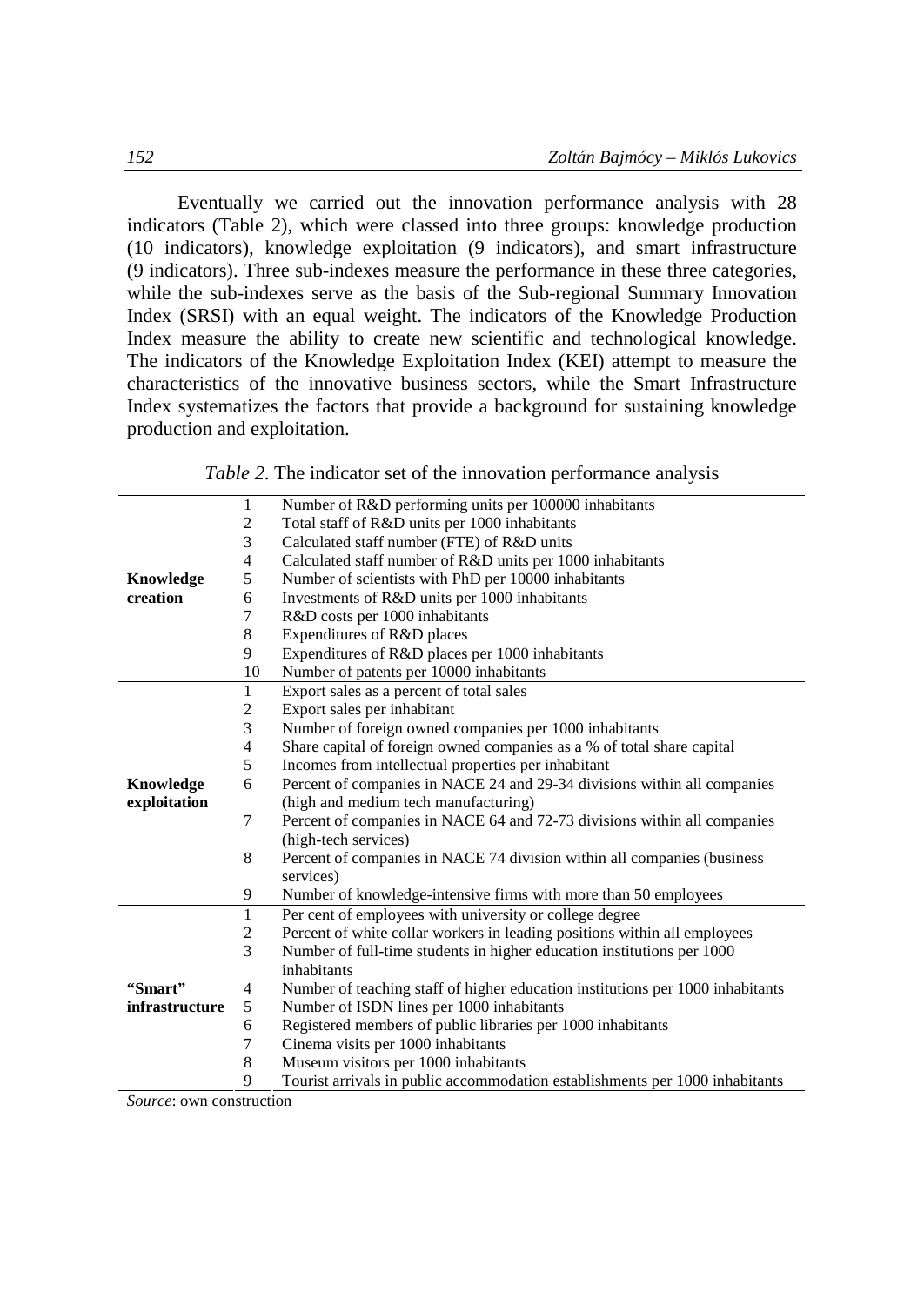Eventually we carried out the innovation performance analysis with 28 indicators (Table 2), which were classed into three groups: knowledge production (10 indicators), knowledge exploitation (9 indicators), and smart infrastructure (9 indicators). Three sub-indexes measure the performance in these three categories, while the sub-indexes serve as the basis of the Sub-regional Summary Innovation Index (SRSI) with an equal weight. The indicators of the Knowledge Production Index measure the ability to create new scientific and technological knowledge. The indicators of the Knowledge Exploitation Index (KEI) attempt to measure the characteristics of the innovative business sectors, while the Smart Infrastructure Index systematizes the factors that provide a background for sustaining knowledge production and exploitation.

*Table 2*. The indicator set of the innovation performance analysis

| | | |
|---|---|---|
| **Knowledge creation** | 1 | Number of R&D performing units per 100000 inhabitants |
| | 2 | Total staff of R&D units per 1000 inhabitants |
| | 3 | Calculated staff number (FTE) of R&D units |
| | 4 | Calculated staff number of R&D units per 1000 inhabitants |
| | 5 | Number of scientists with PhD per 10000 inhabitants |
| | 6 | Investments of R&D units per 1000 inhabitants |
| | 7 | R&D costs per 1000 inhabitants |
| | 8 | Expenditures of R&D places |
| | 9 | Expenditures of R&D places per 1000 inhabitants |
| | 10 | Number of patents per 10000 inhabitants |
| **Knowledge exploitation** | 1 | Export sales as a percent of total sales |
| | 2 | Export sales per inhabitant |
| | 3 | Number of foreign owned companies per 1000 inhabitants |
| | 4 | Share capital of foreign owned companies as a % of total share capital |
| | 5 | Incomes from intellectual properties per inhabitant |
| | 6 | Percent of companies in NACE 24 and 29-34 divisions within all companies (high and medium tech manufacturing) |
| | 7 | Percent of companies in NACE 64 and 72-73 divisions within all companies (high-tech services) |
| | 8 | Percent of companies in NACE 74 division within all companies (business services) |
| | 9 | Number of knowledge-intensive firms with more than 50 employees |
| **"Smart" infrastructure** | 1 | Per cent of employees with university or college degree |
| | 2 | Percent of white collar workers in leading positions within all employees |
| | 3 | Number of full-time students in higher education institutions per 1000 inhabitants |
| | 4 | Number of teaching staff of higher education institutions per 1000 inhabitants |
| | 5 | Number of ISDN lines per 1000 inhabitants |
| | 6 | Registered members of public libraries per 1000 inhabitants |
| | 7 | Cinema visits per 1000 inhabitants |
| | 8 | Museum visitors per 1000 inhabitants |
| | 9 | Tourist arrivals in public accommodation establishments per 1000 inhabitants |

*Source*: own construction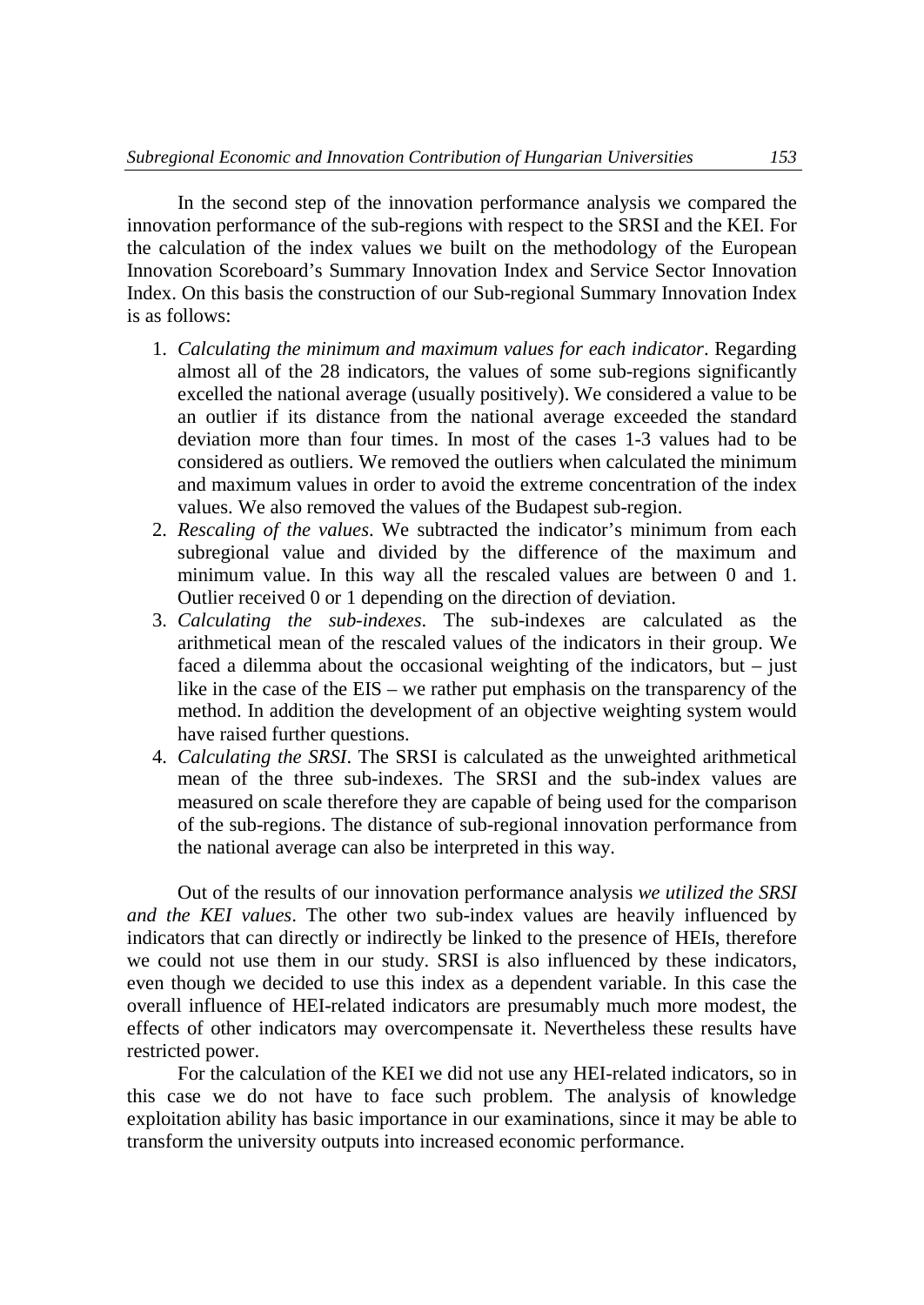In the second step of the innovation performance analysis we compared the innovation performance of the sub-regions with respect to the SRSI and the KEI. For the calculation of the index values we built on the methodology of the European Innovation Scoreboard's Summary Innovation Index and Service Sector Innovation Index. On this basis the construction of our Sub-regional Summary Innovation Index is as follows:

1. *Calculating the minimum and maximum values for each indicator*. Regarding almost all of the 28 indicators, the values of some sub-regions significantly excelled the national average (usually positively). We considered a value to be an outlier if its distance from the national average exceeded the standard deviation more than four times. In most of the cases 1-3 values had to be considered as outliers. We removed the outliers when calculated the minimum and maximum values in order to avoid the extreme concentration of the index values. We also removed the values of the Budapest sub-region.
2. *Rescaling of the values*. We subtracted the indicator's minimum from each subregional value and divided by the difference of the maximum and minimum value. In this way all the rescaled values are between 0 and 1. Outlier received 0 or 1 depending on the direction of deviation.
3. *Calculating the sub-indexes*. The sub-indexes are calculated as the arithmetical mean of the rescaled values of the indicators in their group. We faced a dilemma about the occasional weighting of the indicators, but – just like in the case of the EIS – we rather put emphasis on the transparency of the method. In addition the development of an objective weighting system would have raised further questions.
4. *Calculating the SRSI*. The SRSI is calculated as the unweighted arithmetical mean of the three sub-indexes. The SRSI and the sub-index values are measured on scale therefore they are capable of being used for the comparison of the sub-regions. The distance of sub-regional innovation performance from the national average can also be interpreted in this way.

Out of the results of our innovation performance analysis *we utilized the SRSI and the KEI values*. The other two sub-index values are heavily influenced by indicators that can directly or indirectly be linked to the presence of HEIs, therefore we could not use them in our study. SRSI is also influenced by these indicators, even though we decided to use this index as a dependent variable. In this case the overall influence of HEI-related indicators are presumably much more modest, the effects of other indicators may overcompensate it. Nevertheless these results have restricted power.

For the calculation of the KEI we did not use any HEI-related indicators, so in this case we do not have to face such problem. The analysis of knowledge exploitation ability has basic importance in our examinations, since it may be able to transform the university outputs into increased economic performance.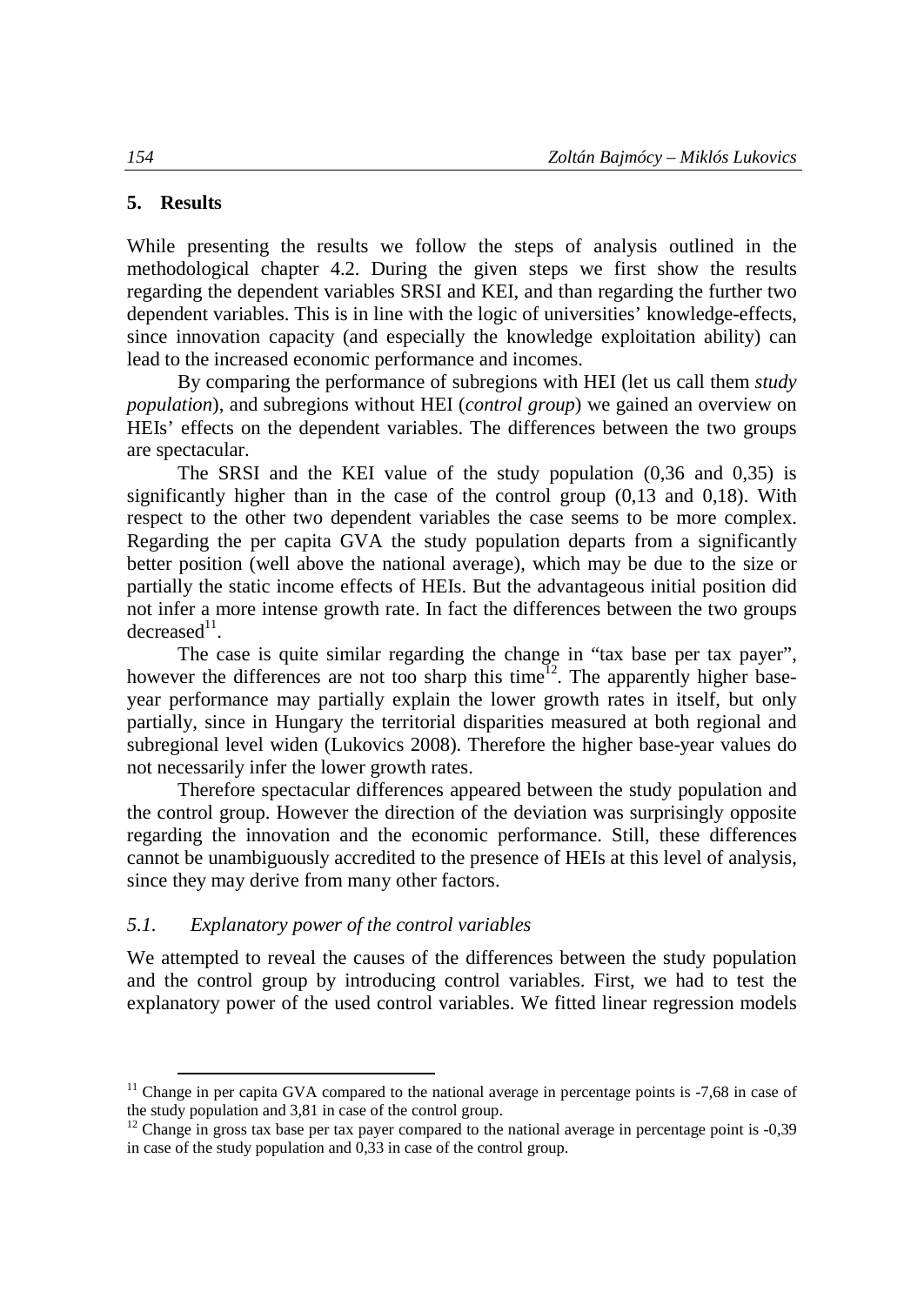## 5. Results

While presenting the results we follow the steps of analysis outlined in the methodological chapter 4.2. During the given steps we first show the results regarding the dependent variables SRSI and KEI, and than regarding the further two dependent variables. This is in line with the logic of universities' knowledge-effects, since innovation capacity (and especially the knowledge exploitation ability) can lead to the increased economic performance and incomes.

By comparing the performance of subregions with HEI (let us call them *study population*), and subregions without HEI (*control group*) we gained an overview on HEIs' effects on the dependent variables. The differences between the two groups are spectacular.

The SRSI and the KEI value of the study population (0,36 and 0,35) is significantly higher than in the case of the control group (0,13 and 0,18). With respect to the other two dependent variables the case seems to be more complex. Regarding the per capita GVA the study population departs from a significantly better position (well above the national average), which may be due to the size or partially the static income effects of HEIs. But the advantageous initial position did not infer a more intense growth rate. In fact the differences between the two groups decreased[11].

The case is quite similar regarding the change in "tax base per tax payer", however the differences are not too sharp this time[12]. The apparently higher base-year performance may partially explain the lower growth rates in itself, but only partially, since in Hungary the territorial disparities measured at both regional and subregional level widen (Lukovics 2008). Therefore the higher base-year values do not necessarily infer the lower growth rates.

Therefore spectacular differences appeared between the study population and the control group. However the direction of the deviation was surprisingly opposite regarding the innovation and the economic performance. Still, these differences cannot be unambiguously accredited to the presence of HEIs at this level of analysis, since they may derive from many other factors.

### *5.1. Explanatory power of the control variables*

We attempted to reveal the causes of the differences between the study population and the control group by introducing control variables. First, we had to test the explanatory power of the used control variables. We fitted linear regression models

---

[11] Change in per capita GVA compared to the national average in percentage points is -7,68 in case of the study population and 3,81 in case of the control group.

[12] Change in gross tax base per tax payer compared to the national average in percentage point is -0,39 in case of the study population and 0,33 in case of the control group.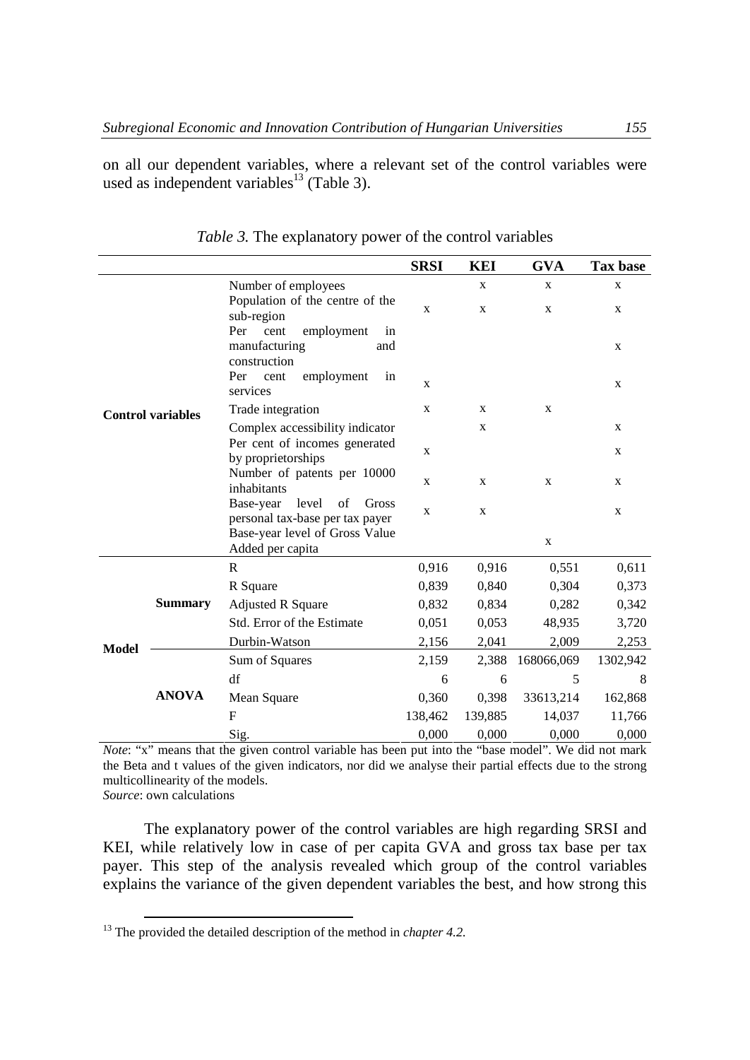on all our dependent variables, where a relevant set of the control variables were used as independent variables[13] (Table 3).

*Table 3.* The explanatory power of the control variables

| | | | SRSI | KEI | GVA | Tax base |
|---|---|---|---|---|---|---|
| **Control variables** | | Number of employees | | x | x | x |
| | | Population of the centre of the sub-region | x | x | x | x |
| | | Per cent employment in manufacturing and construction | | | | x |
| | | Per cent employment in services | x | | | x |
| | | Trade integration | x | x | x | |
| | | Complex accessibility indicator | | x | | x |
| | | Per cent of incomes generated by proprietorships | x | | | x |
| | | Number of patents per 10000 inhabitants | x | x | x | x |
| | | Base-year level of Gross personal tax-base per tax payer | x | x | | x |
| | | Base-year level of Gross Value Added per capita | | | x | |
| **Model** | **Summary** | R | 0,916 | 0,916 | 0,551 | 0,611 |
| | | R Square | 0,839 | 0,840 | 0,304 | 0,373 |
| | | Adjusted R Square | 0,832 | 0,834 | 0,282 | 0,342 |
| | | Std. Error of the Estimate | 0,051 | 0,053 | 48,935 | 3,720 |
| | | Durbin-Watson | 2,156 | 2,041 | 2,009 | 2,253 |
| | **ANOVA** | Sum of Squares | 2,159 | 2,388 | 168066,069 | 1302,942 |
| | | df | 6 | 6 | 5 | 8 |
| | | Mean Square | 0,360 | 0,398 | 33613,214 | 162,868 |
| | | F | 138,462 | 139,885 | 14,037 | 11,766 |
| | | Sig. | 0,000 | 0,000 | 0,000 | 0,000 |

*Note*: "x" means that the given control variable has been put into the "base model". We did not mark the Beta and t values of the given indicators, nor did we analyse their partial effects due to the strong multicollinearity of the models.
*Source*: own calculations

The explanatory power of the control variables are high regarding SRSI and KEI, while relatively low in case of per capita GVA and gross tax base per tax payer. This step of the analysis revealed which group of the control variables explains the variance of the given dependent variables the best, and how strong this

[13] The provided the detailed description of the method in *chapter 4.2.*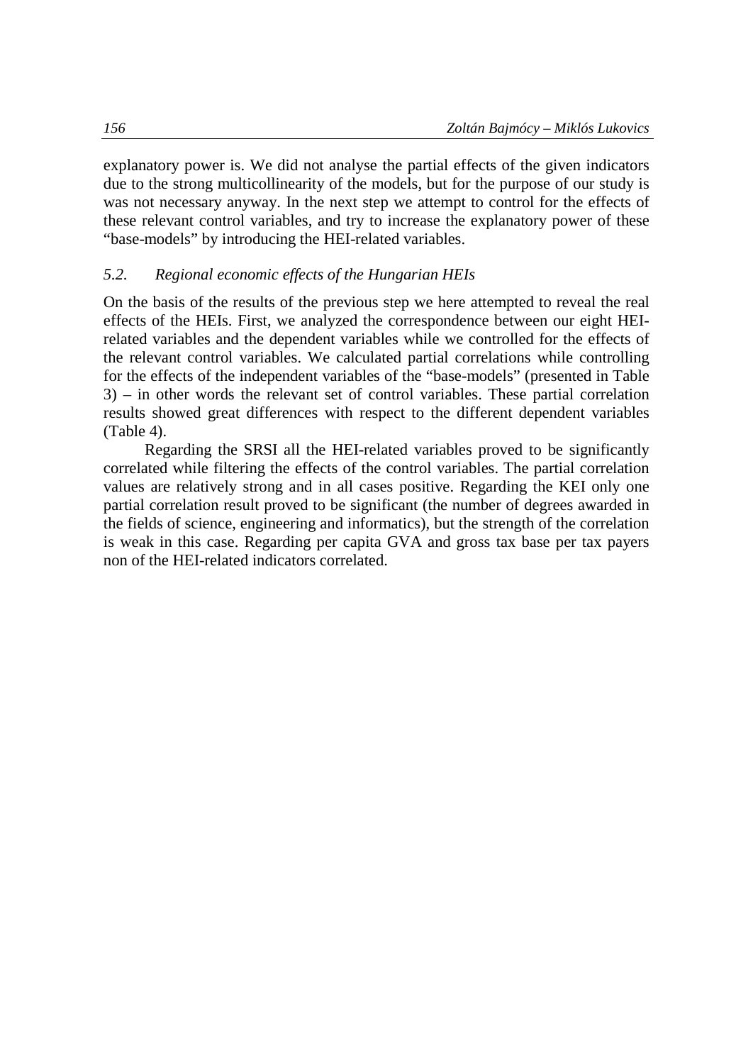explanatory power is. We did not analyse the partial effects of the given indicators due to the strong multicollinearity of the models, but for the purpose of our study is was not necessary anyway. In the next step we attempt to control for the effects of these relevant control variables, and try to increase the explanatory power of these "base-models" by introducing the HEI-related variables.

### *5.2. Regional economic effects of the Hungarian HEIs*

On the basis of the results of the previous step we here attempted to reveal the real effects of the HEIs. First, we analyzed the correspondence between our eight HEI-related variables and the dependent variables while we controlled for the effects of the relevant control variables. We calculated partial correlations while controlling for the effects of the independent variables of the "base-models" (presented in Table 3) – in other words the relevant set of control variables. These partial correlation results showed great differences with respect to the different dependent variables (Table 4).

Regarding the SRSI all the HEI-related variables proved to be significantly correlated while filtering the effects of the control variables. The partial correlation values are relatively strong and in all cases positive. Regarding the KEI only one partial correlation result proved to be significant (the number of degrees awarded in the fields of science, engineering and informatics), but the strength of the correlation is weak in this case. Regarding per capita GVA and gross tax base per tax payers non of the HEI-related indicators correlated.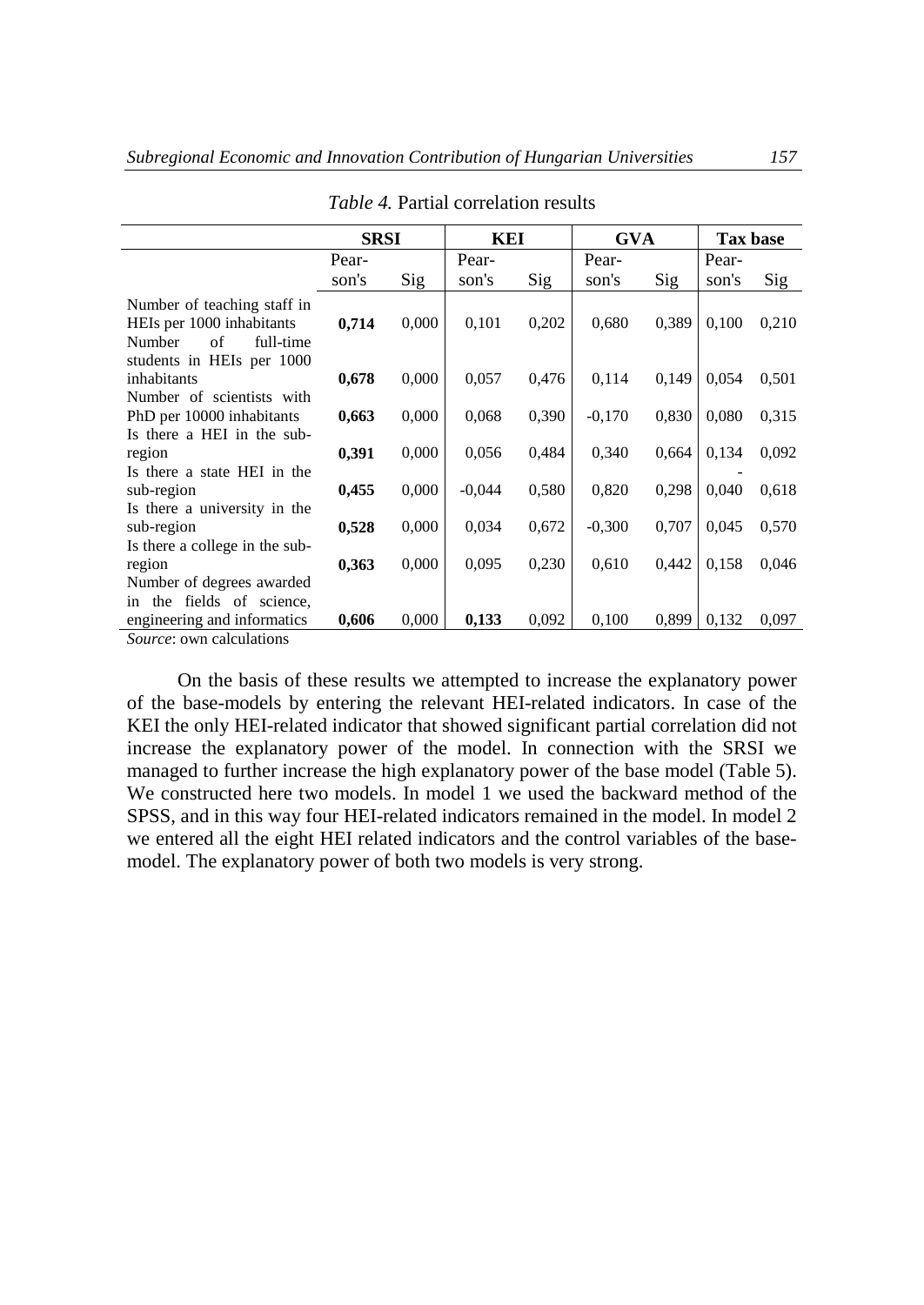*Table 4.* Partial correlation results

| | SRSI | | KEI | | GVA | | Tax base | |
|---|---|---|---|---|---|---|---|---|
| | Pearson's | Sig | Pearson's | Sig | Pearson's | Sig | Pearson's | Sig |
| Number of teaching staff in HEIs per 1000 inhabitants | **0,714** | 0,000 | 0,101 | 0,202 | 0,680 | 0,389 | 0,100 | 0,210 |
| Number of full-time students in HEIs per 1000 inhabitants | **0,678** | 0,000 | 0,057 | 0,476 | 0,114 | 0,149 | 0,054 | 0,501 |
| Number of scientists with PhD per 10000 inhabitants | **0,663** | 0,000 | 0,068 | 0,390 | -0,170 | 0,830 | 0,080 | 0,315 |
| Is there a HEI in the sub-region | **0,391** | 0,000 | 0,056 | 0,484 | 0,340 | 0,664 | 0,134 | 0,092 |
| Is there a state HEI in the sub-region | **0,455** | 0,000 | -0,044 | 0,580 | 0,820 | 0,298 | -0,040 | 0,618 |
| Is there a university in the sub-region | **0,528** | 0,000 | 0,034 | 0,672 | -0,300 | 0,707 | 0,045 | 0,570 |
| Is there a college in the sub-region | **0,363** | 0,000 | 0,095 | 0,230 | 0,610 | 0,442 | 0,158 | 0,046 |
| Number of degrees awarded in the fields of science, engineering and informatics | **0,606** | 0,000 | **0,133** | 0,092 | 0,100 | 0,899 | 0,132 | 0,097 |

*Source*: own calculations

On the basis of these results we attempted to increase the explanatory power of the base-models by entering the relevant HEI-related indicators. In case of the KEI the only HEI-related indicator that showed significant partial correlation did not increase the explanatory power of the model. In connection with the SRSI we managed to further increase the high explanatory power of the base model (Table 5). We constructed here two models. In model 1 we used the backward method of the SPSS, and in this way four HEI-related indicators remained in the model. In model 2 we entered all the eight HEI related indicators and the control variables of the base-model. The explanatory power of both two models is very strong.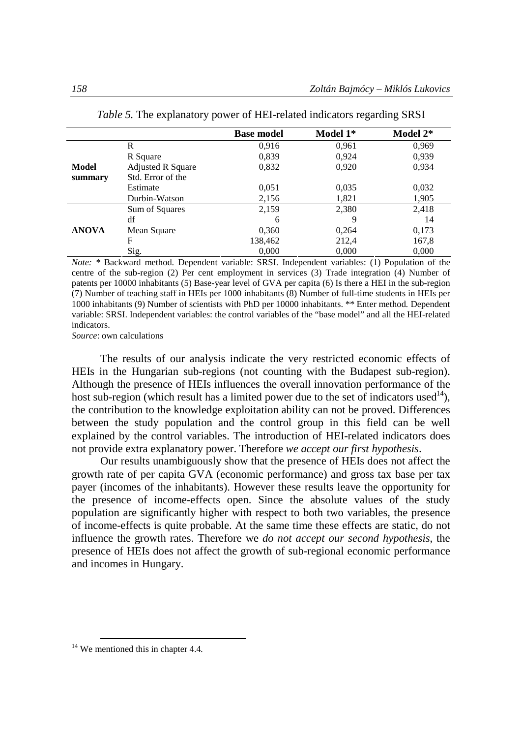*Table 5.* The explanatory power of HEI-related indicators regarding SRSI

| | | Base model | Model 1* | Model 2* |
|---|---|---|---|---|
| **Model summary** | R | 0,916 | 0,961 | 0,969 |
| | R Square | 0,839 | 0,924 | 0,939 |
| | Adjusted R Square | 0,832 | 0,920 | 0,934 |
| | Std. Error of the Estimate | 0,051 | 0,035 | 0,032 |
| | Durbin-Watson | 2,156 | 1,821 | 1,905 |
| **ANOVA** | Sum of Squares | 2,159 | 2,380 | 2,418 |
| | df | 6 | 9 | 14 |
| | Mean Square | 0,360 | 0,264 | 0,173 |
| | F | 138,462 | 212,4 | 167,8 |
| | Sig. | 0,000 | 0,000 | 0,000 |

*Note:* * Backward method. Dependent variable: SRSI. Independent variables: (1) Population of the centre of the sub-region (2) Per cent employment in services (3) Trade integration (4) Number of patents per 10000 inhabitants (5) Base-year level of GVA per capita (6) Is there a HEI in the sub-region (7) Number of teaching staff in HEIs per 1000 inhabitants (8) Number of full-time students in HEIs per 1000 inhabitants (9) Number of scientists with PhD per 10000 inhabitants. ** Enter method. Dependent variable: SRSI. Independent variables: the control variables of the "base model" and all the HEI-related indicators.

*Source*: own calculations

The results of our analysis indicate the very restricted economic effects of HEIs in the Hungarian sub-regions (not counting with the Budapest sub-region). Although the presence of HEIs influences the overall innovation performance of the host sub-region (which result has a limited power due to the set of indicators used[14]), the contribution to the knowledge exploitation ability can not be proved. Differences between the study population and the control group in this field can be well explained by the control variables. The introduction of HEI-related indicators does not provide extra explanatory power. Therefore *we accept our first hypothesis*.

Our results unambiguously show that the presence of HEIs does not affect the growth rate of per capita GVA (economic performance) and gross tax base per tax payer (incomes of the inhabitants). However these results leave the opportunity for the presence of income-effects open. Since the absolute values of the study population are significantly higher with respect to both two variables, the presence of income-effects is quite probable. At the same time these effects are static, do not influence the growth rates. Therefore we *do not accept our second hypothesis*, the presence of HEIs does not affect the growth of sub-regional economic performance and incomes in Hungary.

[14] We mentioned this in chapter 4.4.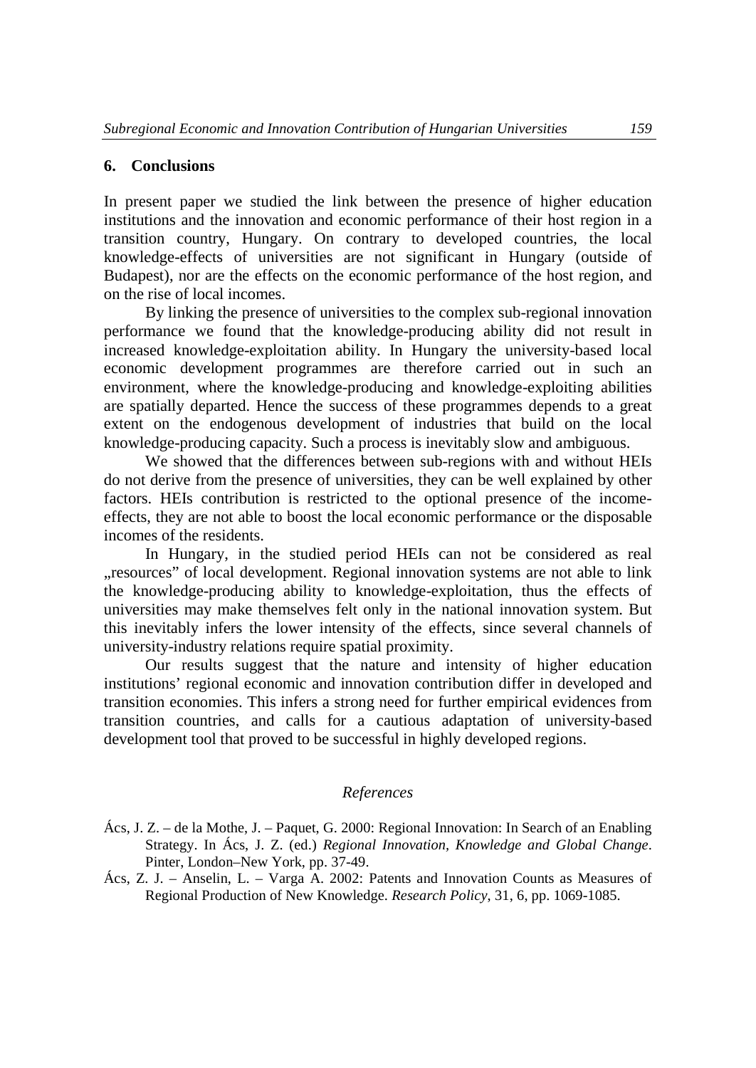## 6. Conclusions

In present paper we studied the link between the presence of higher education institutions and the innovation and economic performance of their host region in a transition country, Hungary. On contrary to developed countries, the local knowledge-effects of universities are not significant in Hungary (outside of Budapest), nor are the effects on the economic performance of the host region, and on the rise of local incomes.

By linking the presence of universities to the complex sub-regional innovation performance we found that the knowledge-producing ability did not result in increased knowledge-exploitation ability. In Hungary the university-based local economic development programmes are therefore carried out in such an environment, where the knowledge-producing and knowledge-exploiting abilities are spatially departed. Hence the success of these programmes depends to a great extent on the endogenous development of industries that build on the local knowledge-producing capacity. Such a process is inevitably slow and ambiguous.

We showed that the differences between sub-regions with and without HEIs do not derive from the presence of universities, they can be well explained by other factors. HEIs contribution is restricted to the optional presence of the income-effects, they are not able to boost the local economic performance or the disposable incomes of the residents.

In Hungary, in the studied period HEIs can not be considered as real „resources" of local development. Regional innovation systems are not able to link the knowledge-producing ability to knowledge-exploitation, thus the effects of universities may make themselves felt only in the national innovation system. But this inevitably infers the lower intensity of the effects, since several channels of university-industry relations require spatial proximity.

Our results suggest that the nature and intensity of higher education institutions' regional economic and innovation contribution differ in developed and transition economies. This infers a strong need for further empirical evidences from transition countries, and calls for a cautious adaptation of university-based development tool that proved to be successful in highly developed regions.

## *References*

Ács, J. Z. – de la Mothe, J. – Paquet, G. 2000: Regional Innovation: In Search of an Enabling Strategy. In Ács, J. Z. (ed.) *Regional Innovation, Knowledge and Global Change*. Pinter, London–New York, pp. 37-49.

Ács, Z. J. – Anselin, L. – Varga A. 2002: Patents and Innovation Counts as Measures of Regional Production of New Knowledge. *Research Policy*, 31, 6, pp. 1069-1085.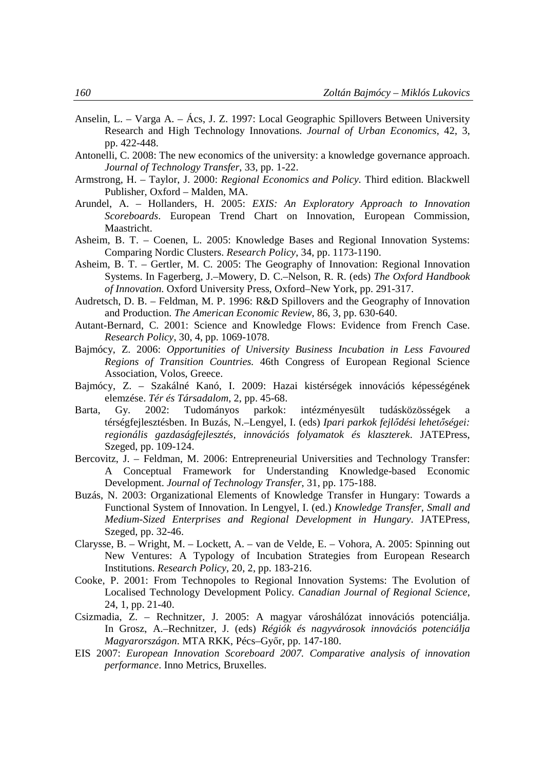Anselin, L. – Varga A. – Ács, J. Z. 1997: Local Geographic Spillovers Between University Research and High Technology Innovations. *Journal of Urban Economics*, 42, 3, pp. 422-448.

Antonelli, C. 2008: The new economics of the university: a knowledge governance approach. *Journal of Technology Transfer*, 33, pp. 1-22.

Armstrong, H. – Taylor, J. 2000: *Regional Economics and Policy*. Third edition. Blackwell Publisher, Oxford – Malden, MA.

Arundel, A. – Hollanders, H. 2005: *EXIS: An Exploratory Approach to Innovation Scoreboards*. European Trend Chart on Innovation, European Commission, Maastricht.

Asheim, B. T. – Coenen, L. 2005: Knowledge Bases and Regional Innovation Systems: Comparing Nordic Clusters. *Research Policy*, 34, pp. 1173-1190.

Asheim, B. T. – Gertler, M. C. 2005: The Geography of Innovation: Regional Innovation Systems. In Fagerberg, J.–Mowery, D. C.–Nelson, R. R. (eds) *The Oxford Handbook of Innovation*. Oxford University Press, Oxford–New York, pp. 291-317.

Audretsch, D. B. – Feldman, M. P. 1996: R&D Spillovers and the Geography of Innovation and Production. *The American Economic Review*, 86, 3, pp. 630-640.

Autant-Bernard, C. 2001: Science and Knowledge Flows: Evidence from French Case. *Research Policy*, 30, 4, pp. 1069-1078.

Bajmócy, Z. 2006: *Opportunities of University Business Incubation in Less Favoured Regions of Transition Countries.* 46th Congress of European Regional Science Association, Volos, Greece.

Bajmócy, Z. – Szakálné Kanó, I. 2009: Hazai kistérségek innovációs képességének elemzése. *Tér és Társadalom*, 2, pp. 45-68.

Barta, Gy. 2002: Tudományos parkok: intézményesült tudásközösségek a térségfejlesztésben. In Buzás, N.–Lengyel, I. (eds) *Ipari parkok fejlődési lehetőségei: regionális gazdaságfejlesztés, innovációs folyamatok és klaszterek*. JATEPress, Szeged, pp. 109-124.

Bercovitz, J. – Feldman, M. 2006: Entrepreneurial Universities and Technology Transfer: A Conceptual Framework for Understanding Knowledge-based Economic Development. *Journal of Technology Transfer*, 31, pp. 175-188.

Buzás, N. 2003: Organizational Elements of Knowledge Transfer in Hungary: Towards a Functional System of Innovation. In Lengyel, I. (ed.) *Knowledge Transfer, Small and Medium-Sized Enterprises and Regional Development in Hungary*. JATEPress, Szeged, pp. 32-46.

Clarysse, B. – Wright, M. – Lockett, A. – van de Velde, E. – Vohora, A. 2005: Spinning out New Ventures: A Typology of Incubation Strategies from European Research Institutions. *Research Policy*, 20, 2, pp. 183-216.

Cooke, P. 2001: From Technopoles to Regional Innovation Systems: The Evolution of Localised Technology Development Policy. *Canadian Journal of Regional Science*, 24, 1, pp. 21-40.

Csizmadia, Z. – Rechnitzer, J. 2005: A magyar városhálózat innovációs potenciálja. In Grosz, A.–Rechnitzer, J. (eds) *Régiók és nagyvárosok innovációs potenciálja Magyarországon*. MTA RKK, Pécs–Győr, pp. 147-180.

EIS 2007: *European Innovation Scoreboard 2007. Comparative analysis of innovation performance*. Inno Metrics, Bruxelles.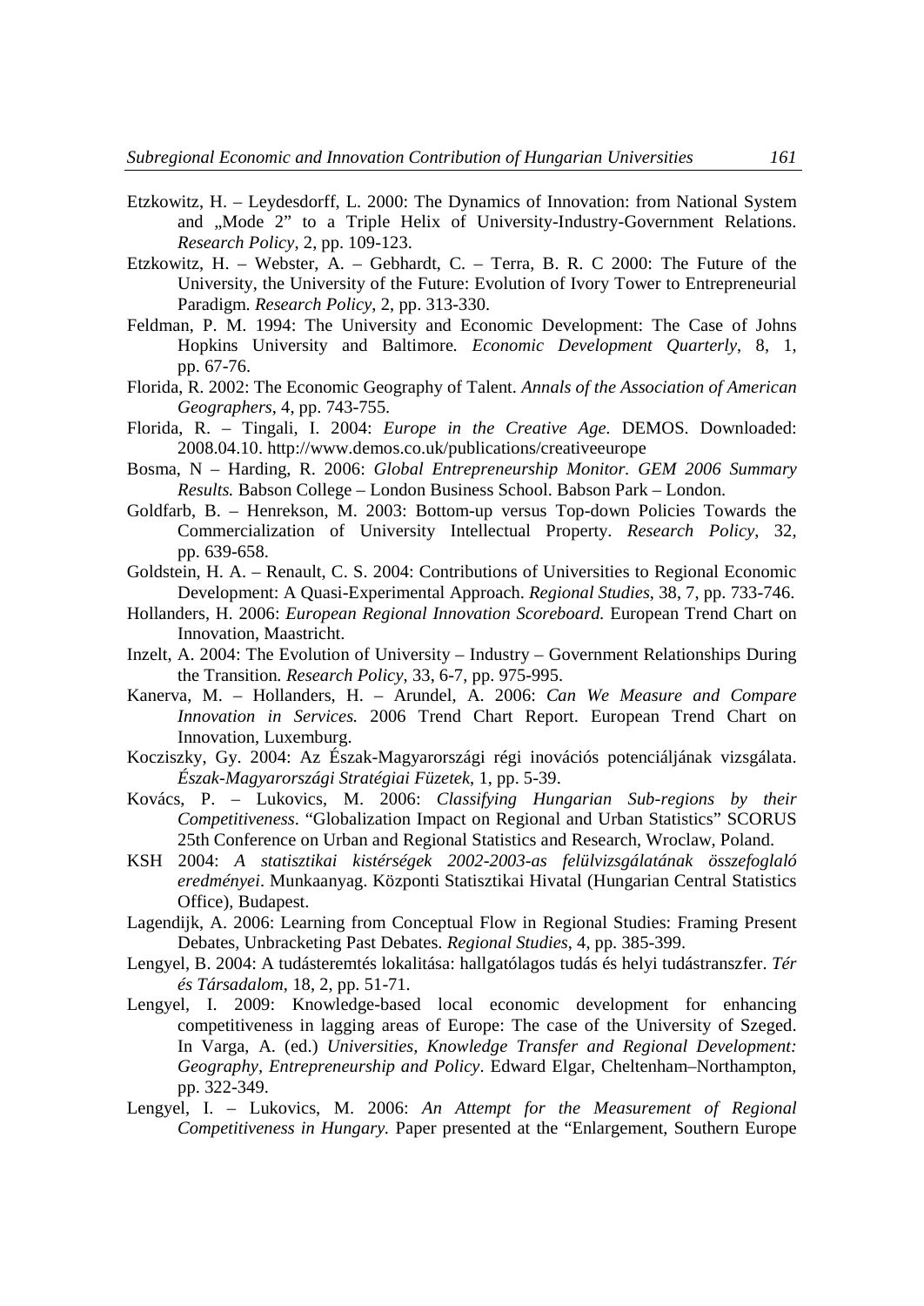Etzkowitz, H. – Leydesdorff, L. 2000: The Dynamics of Innovation: from National System and „Mode 2" to a Triple Helix of University-Industry-Government Relations. *Research Policy*, 2, pp. 109-123.

Etzkowitz, H. – Webster, A. – Gebhardt, C. – Terra, B. R. C 2000: The Future of the University, the University of the Future: Evolution of Ivory Tower to Entrepreneurial Paradigm. *Research Policy*, 2, pp. 313-330.

Feldman, P. M. 1994: The University and Economic Development: The Case of Johns Hopkins University and Baltimore. *Economic Development Quarterly*, 8, 1, pp. 67-76.

Florida, R. 2002: The Economic Geography of Talent. *Annals of the Association of American Geographers*, 4, pp. 743-755.

Florida, R. – Tingali, I. 2004: *Europe in the Creative Age*. DEMOS. Downloaded: 2008.04.10. http://www.demos.co.uk/publications/creativeeurope

Bosma, N – Harding, R. 2006: *Global Entrepreneurship Monitor. GEM 2006 Summary Results.* Babson College – London Business School. Babson Park – London.

Goldfarb, B. – Henrekson, M. 2003: Bottom-up versus Top-down Policies Towards the Commercialization of University Intellectual Property. *Research Policy*, 32, pp. 639-658.

Goldstein, H. A. – Renault, C. S. 2004: Contributions of Universities to Regional Economic Development: A Quasi-Experimental Approach. *Regional Studies*, 38, 7, pp. 733-746.

Hollanders, H. 2006: *European Regional Innovation Scoreboard.* European Trend Chart on Innovation, Maastricht.

Inzelt, A. 2004: The Evolution of University – Industry – Government Relationships During the Transition. *Research Policy*, 33, 6-7, pp. 975-995.

Kanerva, M. – Hollanders, H. – Arundel, A. 2006: *Can We Measure and Compare Innovation in Services.* 2006 Trend Chart Report. European Trend Chart on Innovation, Luxemburg.

Kocziszky, Gy. 2004: Az Észak-Magyarországi régi inovációs potenciáljának vizsgálata. *Észak-Magyarországi Stratégiai Füzetek*, 1, pp. 5-39.

Kovács, P. – Lukovics, M. 2006: *Classifying Hungarian Sub-regions by their Competitiveness*. "Globalization Impact on Regional and Urban Statistics" SCORUS 25th Conference on Urban and Regional Statistics and Research, Wroclaw, Poland.

KSH 2004: *A statisztikai kistérségek 2002-2003-as felülvizsgálatának összefoglaló eredményei*. Munkaanyag. Központi Statisztikai Hivatal (Hungarian Central Statistics Office), Budapest.

Lagendijk, A. 2006: Learning from Conceptual Flow in Regional Studies: Framing Present Debates, Unbracketing Past Debates. *Regional Studies*, 4, pp. 385-399.

Lengyel, B. 2004: A tudásteremtés lokalitása: hallgatólagos tudás és helyi tudástranszfer. *Tér és Társadalom*, 18, 2, pp. 51-71.

Lengyel, I. 2009: Knowledge-based local economic development for enhancing competitiveness in lagging areas of Europe: The case of the University of Szeged. In Varga, A. (ed.) *Universities, Knowledge Transfer and Regional Development: Geography, Entrepreneurship and Policy*. Edward Elgar, Cheltenham–Northampton, pp. 322-349.

Lengyel, I. – Lukovics, M. 2006: *An Attempt for the Measurement of Regional Competitiveness in Hungary.* Paper presented at the "Enlargement, Southern Europe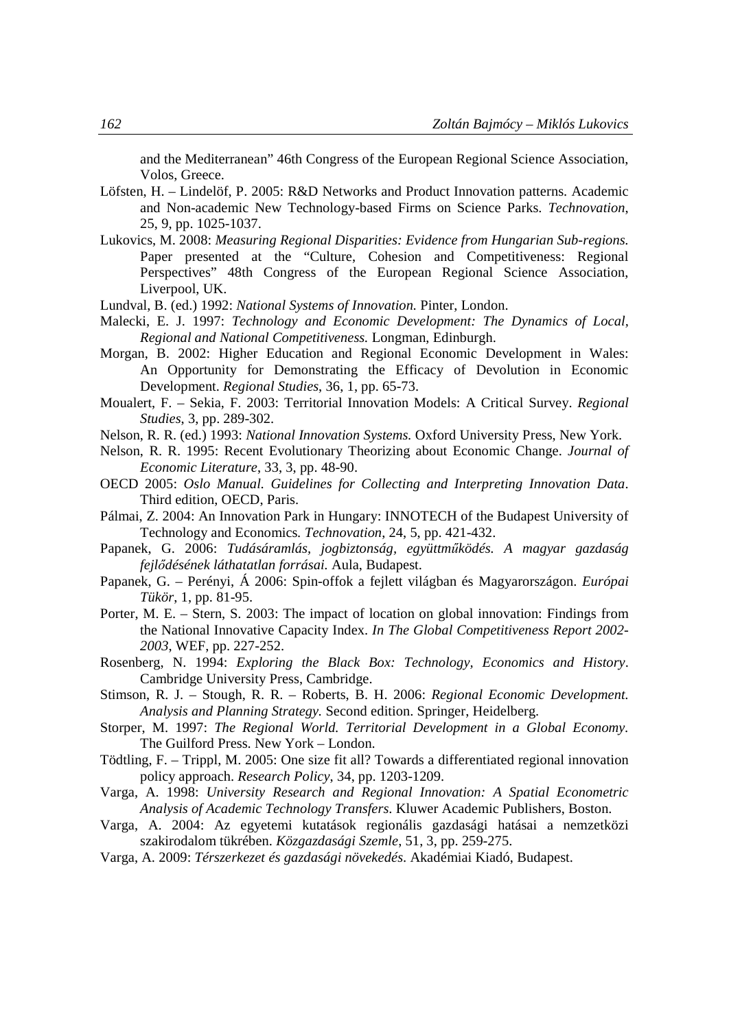and the Mediterranean" 46th Congress of the European Regional Science Association, Volos, Greece.

Löfsten, H. – Lindelöf, P. 2005: R&D Networks and Product Innovation patterns. Academic and Non-academic New Technology-based Firms on Science Parks. *Technovation*, 25, 9, pp. 1025-1037.

Lukovics, M. 2008: *Measuring Regional Disparities: Evidence from Hungarian Sub-regions.* Paper presented at the "Culture, Cohesion and Competitiveness: Regional Perspectives" 48th Congress of the European Regional Science Association, Liverpool, UK.

Lundval, B. (ed.) 1992: *National Systems of Innovation.* Pinter, London.

Malecki, E. J. 1997: *Technology and Economic Development: The Dynamics of Local, Regional and National Competitiveness.* Longman, Edinburgh.

Morgan, B. 2002: Higher Education and Regional Economic Development in Wales: An Opportunity for Demonstrating the Efficacy of Devolution in Economic Development. *Regional Studies*, 36, 1, pp. 65-73.

Moualert, F. – Sekia, F. 2003: Territorial Innovation Models: A Critical Survey. *Regional Studies*, 3, pp. 289-302.

Nelson, R. R. (ed.) 1993: *National Innovation Systems.* Oxford University Press, New York.

Nelson, R. R. 1995: Recent Evolutionary Theorizing about Economic Change. *Journal of Economic Literature*, 33, 3, pp. 48-90.

OECD 2005: *Oslo Manual. Guidelines for Collecting and Interpreting Innovation Data*. Third edition, OECD, Paris.

Pálmai, Z. 2004: An Innovation Park in Hungary: INNOTECH of the Budapest University of Technology and Economics*. Technovation*, 24, 5, pp. 421-432.

Papanek, G. 2006: *Tudásáramlás, jogbiztonság, együttműködés. A magyar gazdaság fejlődésének láthatatlan forrásai.* Aula, Budapest.

Papanek, G. – Perényi, Á 2006: Spin-offok a fejlett világban és Magyarországon. *Európai Tükör*, 1, pp. 81-95.

Porter, M. E. – Stern, S. 2003: The impact of location on global innovation: Findings from the National Innovative Capacity Index. *In The Global Competitiveness Report 2002-2003*, WEF, pp. 227-252.

Rosenberg, N. 1994: *Exploring the Black Box: Technology, Economics and History*. Cambridge University Press, Cambridge.

Stimson, R. J. – Stough, R. R. – Roberts, B. H. 2006: *Regional Economic Development. Analysis and Planning Strategy.* Second edition. Springer, Heidelberg.

Storper, M. 1997: *The Regional World. Territorial Development in a Global Economy*. The Guilford Press. New York – London.

Tödtling, F. – Trippl, M. 2005: One size fit all? Towards a differentiated regional innovation policy approach. *Research Policy*, 34, pp. 1203-1209.

Varga, A. 1998: *University Research and Regional Innovation: A Spatial Econometric Analysis of Academic Technology Transfers*. Kluwer Academic Publishers, Boston.

Varga, A. 2004: Az egyetemi kutatások regionális gazdasági hatásai a nemzetközi szakirodalom tükrében. *Közgazdasági Szemle*, 51, 3, pp. 259-275.

Varga, A. 2009: *Térszerkezet és gazdasági növekedés.* Akadémiai Kiadó, Budapest.